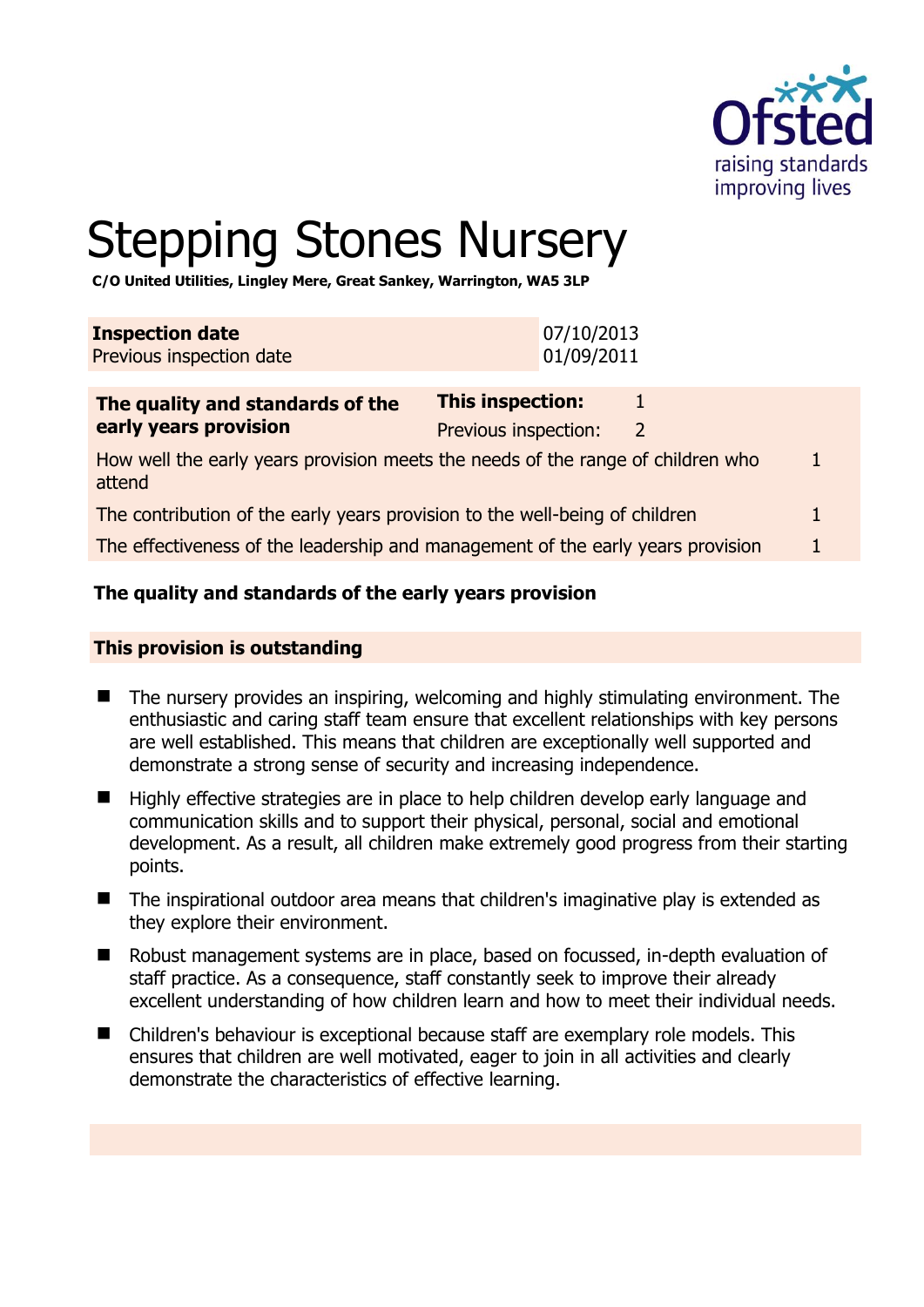# Stepping Stones Nursery

**C/O United Utilities, Lingley Mere, Great Sankey, Warrington, WA5 3LP**

| **Inspection date** | 07/10/2013 |
|---|---|
| Previous inspection date | 01/09/2011 |

| **The quality and standards of the early years provision** | **This inspection:** | 1 |
|---|---|---|
| | Previous inspection: | 2 |
| How well the early years provision meets the needs of the range of children who attend | | 1 |
| The contribution of the early years provision to the well-being of children | | 1 |
| The effectiveness of the leadership and management of the early years provision | | 1 |

**The quality and standards of the early years provision**

**This provision is outstanding**

- The nursery provides an inspiring, welcoming and highly stimulating environment. The enthusiastic and caring staff team ensure that excellent relationships with key persons are well established. This means that children are exceptionally well supported and demonstrate a strong sense of security and increasing independence.
- Highly effective strategies are in place to help children develop early language and communication skills and to support their physical, personal, social and emotional development. As a result, all children make extremely good progress from their starting points.
- The inspirational outdoor area means that children's imaginative play is extended as they explore their environment.
- Robust management systems are in place, based on focussed, in-depth evaluation of staff practice. As a consequence, staff constantly seek to improve their already excellent understanding of how children learn and how to meet their individual needs.
- Children's behaviour is exceptional because staff are exemplary role models. This ensures that children are well motivated, eager to join in all activities and clearly demonstrate the characteristics of effective learning.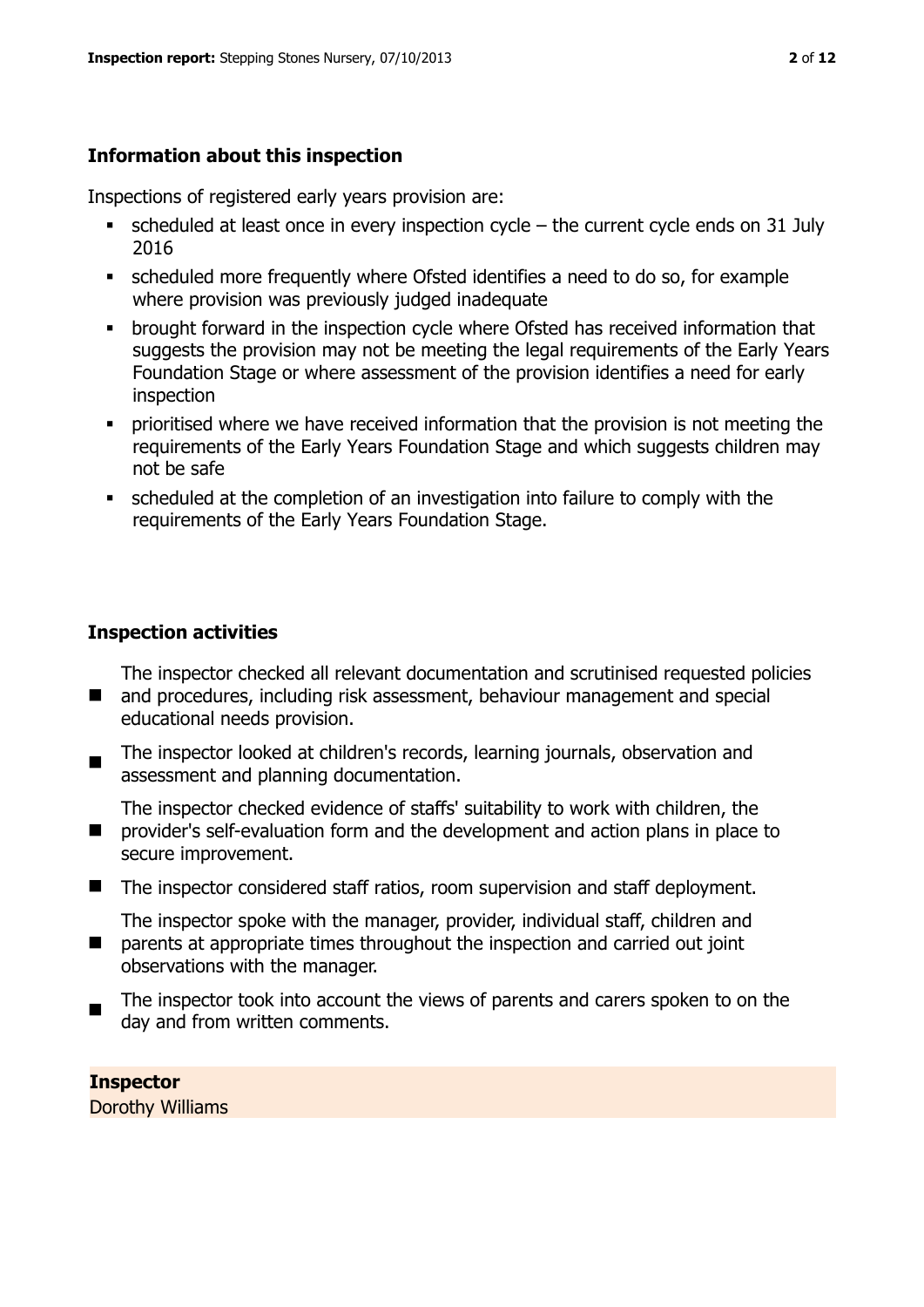## Information about this inspection

Inspections of registered early years provision are:

- scheduled at least once in every inspection cycle – the current cycle ends on 31 July 2016
- scheduled more frequently where Ofsted identifies a need to do so, for example where provision was previously judged inadequate
- brought forward in the inspection cycle where Ofsted has received information that suggests the provision may not be meeting the legal requirements of the Early Years Foundation Stage or where assessment of the provision identifies a need for early inspection
- prioritised where we have received information that the provision is not meeting the requirements of the Early Years Foundation Stage and which suggests children may not be safe
- scheduled at the completion of an investigation into failure to comply with the requirements of the Early Years Foundation Stage.

## Inspection activities

- The inspector checked all relevant documentation and scrutinised requested policies and procedures, including risk assessment, behaviour management and special educational needs provision.
- The inspector looked at children's records, learning journals, observation and assessment and planning documentation.
- The inspector checked evidence of staffs' suitability to work with children, the provider's self-evaluation form and the development and action plans in place to secure improvement.
- The inspector considered staff ratios, room supervision and staff deployment.
- The inspector spoke with the manager, provider, individual staff, children and parents at appropriate times throughout the inspection and carried out joint observations with the manager.
- The inspector took into account the views of parents and carers spoken to on the day and from written comments.

**Inspector**
Dorothy Williams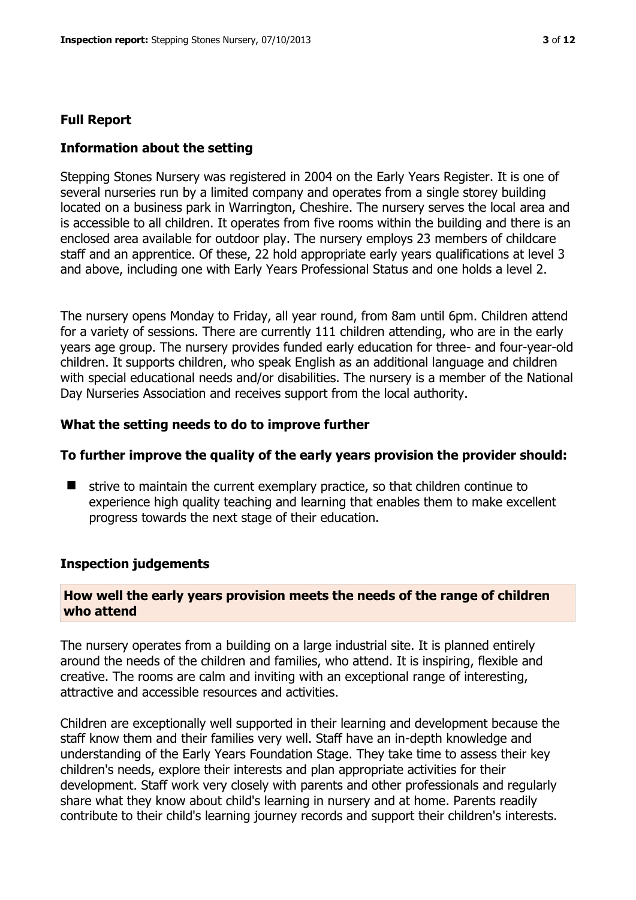## Full Report

### Information about the setting

Stepping Stones Nursery was registered in 2004 on the Early Years Register. It is one of several nurseries run by a limited company and operates from a single storey building located on a business park in Warrington, Cheshire. The nursery serves the local area and is accessible to all children. It operates from five rooms within the building and there is an enclosed area available for outdoor play. The nursery employs 23 members of childcare staff and an apprentice. Of these, 22 hold appropriate early years qualifications at level 3 and above, including one with Early Years Professional Status and one holds a level 2.

The nursery opens Monday to Friday, all year round, from 8am until 6pm. Children attend for a variety of sessions. There are currently 111 children attending, who are in the early years age group. The nursery provides funded early education for three- and four-year-old children. It supports children, who speak English as an additional language and children with special educational needs and/or disabilities. The nursery is a member of the National Day Nurseries Association and receives support from the local authority.

### What the setting needs to do to improve further

### To further improve the quality of the early years provision the provider should:

- strive to maintain the current exemplary practice, so that children continue to experience high quality teaching and learning that enables them to make excellent progress towards the next stage of their education.

### Inspection judgements

#### How well the early years provision meets the needs of the range of children who attend

The nursery operates from a building on a large industrial site. It is planned entirely around the needs of the children and families, who attend. It is inspiring, flexible and creative. The rooms are calm and inviting with an exceptional range of interesting, attractive and accessible resources and activities.

Children are exceptionally well supported in their learning and development because the staff know them and their families very well. Staff have an in-depth knowledge and understanding of the Early Years Foundation Stage. They take time to assess their key children's needs, explore their interests and plan appropriate activities for their development. Staff work very closely with parents and other professionals and regularly share what they know about child's learning in nursery and at home. Parents readily contribute to their child's learning journey records and support their children's interests.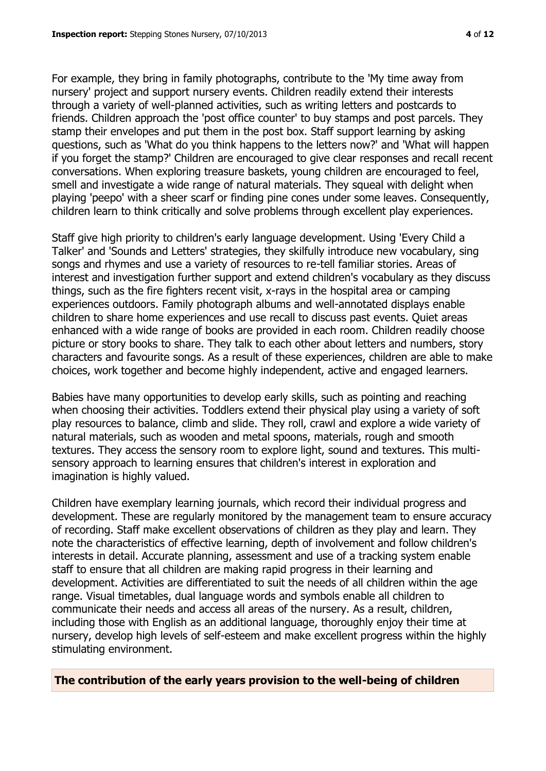For example, they bring in family photographs, contribute to the 'My time away from nursery' project and support nursery events. Children readily extend their interests through a variety of well-planned activities, such as writing letters and postcards to friends. Children approach the 'post office counter' to buy stamps and post parcels. They stamp their envelopes and put them in the post box. Staff support learning by asking questions, such as 'What do you think happens to the letters now?' and 'What will happen if you forget the stamp?' Children are encouraged to give clear responses and recall recent conversations. When exploring treasure baskets, young children are encouraged to feel, smell and investigate a wide range of natural materials. They squeal with delight when playing 'peepo' with a sheer scarf or finding pine cones under some leaves. Consequently, children learn to think critically and solve problems through excellent play experiences.

Staff give high priority to children's early language development. Using 'Every Child a Talker' and 'Sounds and Letters' strategies, they skilfully introduce new vocabulary, sing songs and rhymes and use a variety of resources to re-tell familiar stories. Areas of interest and investigation further support and extend children's vocabulary as they discuss things, such as the fire fighters recent visit, x-rays in the hospital area or camping experiences outdoors. Family photograph albums and well-annotated displays enable children to share home experiences and use recall to discuss past events. Quiet areas enhanced with a wide range of books are provided in each room. Children readily choose picture or story books to share. They talk to each other about letters and numbers, story characters and favourite songs. As a result of these experiences, children are able to make choices, work together and become highly independent, active and engaged learners.

Babies have many opportunities to develop early skills, such as pointing and reaching when choosing their activities. Toddlers extend their physical play using a variety of soft play resources to balance, climb and slide. They roll, crawl and explore a wide variety of natural materials, such as wooden and metal spoons, materials, rough and smooth textures. They access the sensory room to explore light, sound and textures. This multi-sensory approach to learning ensures that children's interest in exploration and imagination is highly valued.

Children have exemplary learning journals, which record their individual progress and development. These are regularly monitored by the management team to ensure accuracy of recording. Staff make excellent observations of children as they play and learn. They note the characteristics of effective learning, depth of involvement and follow children's interests in detail. Accurate planning, assessment and use of a tracking system enable staff to ensure that all children are making rapid progress in their learning and development. Activities are differentiated to suit the needs of all children within the age range. Visual timetables, dual language words and symbols enable all children to communicate their needs and access all areas of the nursery. As a result, children, including those with English as an additional language, thoroughly enjoy their time at nursery, develop high levels of self-esteem and make excellent progress within the highly stimulating environment.

## The contribution of the early years provision to the well-being of children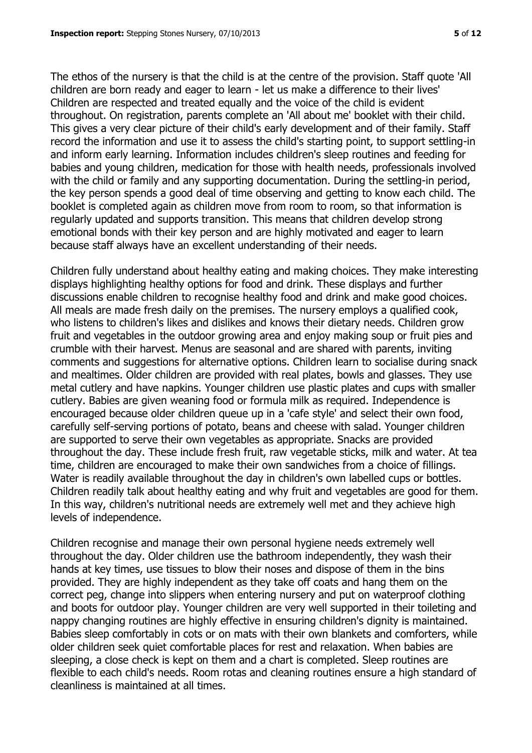The ethos of the nursery is that the child is at the centre of the provision. Staff quote 'All children are born ready and eager to learn - let us make a difference to their lives' Children are respected and treated equally and the voice of the child is evident throughout. On registration, parents complete an 'All about me' booklet with their child. This gives a very clear picture of their child's early development and of their family. Staff record the information and use it to assess the child's starting point, to support settling-in and inform early learning. Information includes children's sleep routines and feeding for babies and young children, medication for those with health needs, professionals involved with the child or family and any supporting documentation. During the settling-in period, the key person spends a good deal of time observing and getting to know each child. The booklet is completed again as children move from room to room, so that information is regularly updated and supports transition. This means that children develop strong emotional bonds with their key person and are highly motivated and eager to learn because staff always have an excellent understanding of their needs.

Children fully understand about healthy eating and making choices. They make interesting displays highlighting healthy options for food and drink. These displays and further discussions enable children to recognise healthy food and drink and make good choices. All meals are made fresh daily on the premises. The nursery employs a qualified cook, who listens to children's likes and dislikes and knows their dietary needs. Children grow fruit and vegetables in the outdoor growing area and enjoy making soup or fruit pies and crumble with their harvest. Menus are seasonal and are shared with parents, inviting comments and suggestions for alternative options. Children learn to socialise during snack and mealtimes. Older children are provided with real plates, bowls and glasses. They use metal cutlery and have napkins. Younger children use plastic plates and cups with smaller cutlery. Babies are given weaning food or formula milk as required. Independence is encouraged because older children queue up in a 'cafe style' and select their own food, carefully self-serving portions of potato, beans and cheese with salad. Younger children are supported to serve their own vegetables as appropriate. Snacks are provided throughout the day. These include fresh fruit, raw vegetable sticks, milk and water. At tea time, children are encouraged to make their own sandwiches from a choice of fillings. Water is readily available throughout the day in children's own labelled cups or bottles. Children readily talk about healthy eating and why fruit and vegetables are good for them. In this way, children's nutritional needs are extremely well met and they achieve high levels of independence.

Children recognise and manage their own personal hygiene needs extremely well throughout the day. Older children use the bathroom independently, they wash their hands at key times, use tissues to blow their noses and dispose of them in the bins provided. They are highly independent as they take off coats and hang them on the correct peg, change into slippers when entering nursery and put on waterproof clothing and boots for outdoor play. Younger children are very well supported in their toileting and nappy changing routines are highly effective in ensuring children's dignity is maintained. Babies sleep comfortably in cots or on mats with their own blankets and comforters, while older children seek quiet comfortable places for rest and relaxation. When babies are sleeping, a close check is kept on them and a chart is completed. Sleep routines are flexible to each child's needs. Room rotas and cleaning routines ensure a high standard of cleanliness is maintained at all times.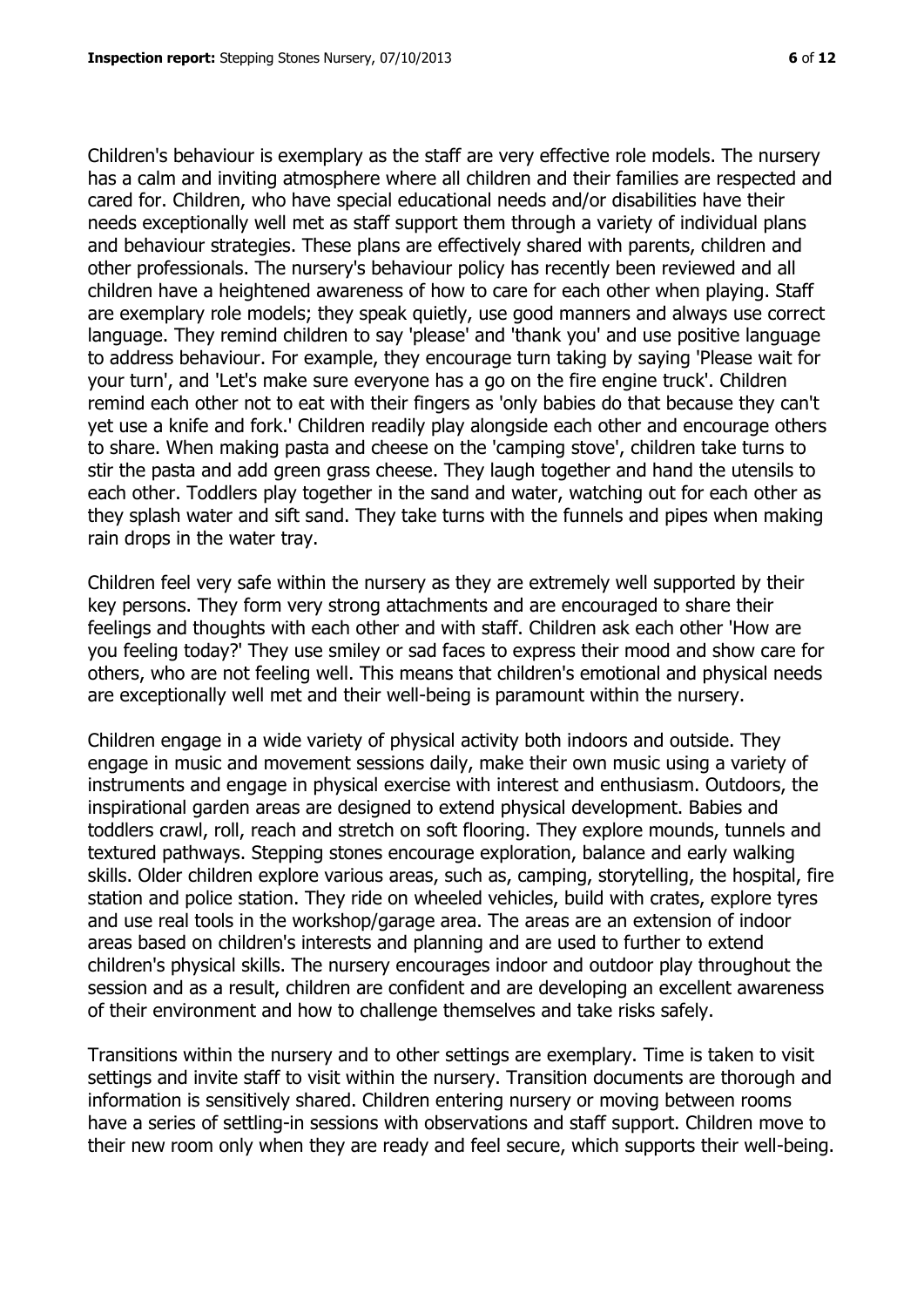Children's behaviour is exemplary as the staff are very effective role models. The nursery has a calm and inviting atmosphere where all children and their families are respected and cared for. Children, who have special educational needs and/or disabilities have their needs exceptionally well met as staff support them through a variety of individual plans and behaviour strategies. These plans are effectively shared with parents, children and other professionals. The nursery's behaviour policy has recently been reviewed and all children have a heightened awareness of how to care for each other when playing. Staff are exemplary role models; they speak quietly, use good manners and always use correct language. They remind children to say 'please' and 'thank you' and use positive language to address behaviour. For example, they encourage turn taking by saying 'Please wait for your turn', and 'Let's make sure everyone has a go on the fire engine truck'. Children remind each other not to eat with their fingers as 'only babies do that because they can't yet use a knife and fork.' Children readily play alongside each other and encourage others to share. When making pasta and cheese on the 'camping stove', children take turns to stir the pasta and add green grass cheese. They laugh together and hand the utensils to each other. Toddlers play together in the sand and water, watching out for each other as they splash water and sift sand. They take turns with the funnels and pipes when making rain drops in the water tray.

Children feel very safe within the nursery as they are extremely well supported by their key persons. They form very strong attachments and are encouraged to share their feelings and thoughts with each other and with staff. Children ask each other 'How are you feeling today?' They use smiley or sad faces to express their mood and show care for others, who are not feeling well. This means that children's emotional and physical needs are exceptionally well met and their well-being is paramount within the nursery.

Children engage in a wide variety of physical activity both indoors and outside. They engage in music and movement sessions daily, make their own music using a variety of instruments and engage in physical exercise with interest and enthusiasm. Outdoors, the inspirational garden areas are designed to extend physical development. Babies and toddlers crawl, roll, reach and stretch on soft flooring. They explore mounds, tunnels and textured pathways. Stepping stones encourage exploration, balance and early walking skills. Older children explore various areas, such as, camping, storytelling, the hospital, fire station and police station. They ride on wheeled vehicles, build with crates, explore tyres and use real tools in the workshop/garage area. The areas are an extension of indoor areas based on children's interests and planning and are used to further to extend children's physical skills. The nursery encourages indoor and outdoor play throughout the session and as a result, children are confident and are developing an excellent awareness of their environment and how to challenge themselves and take risks safely.

Transitions within the nursery and to other settings are exemplary. Time is taken to visit settings and invite staff to visit within the nursery. Transition documents are thorough and information is sensitively shared. Children entering nursery or moving between rooms have a series of settling-in sessions with observations and staff support. Children move to their new room only when they are ready and feel secure, which supports their well-being.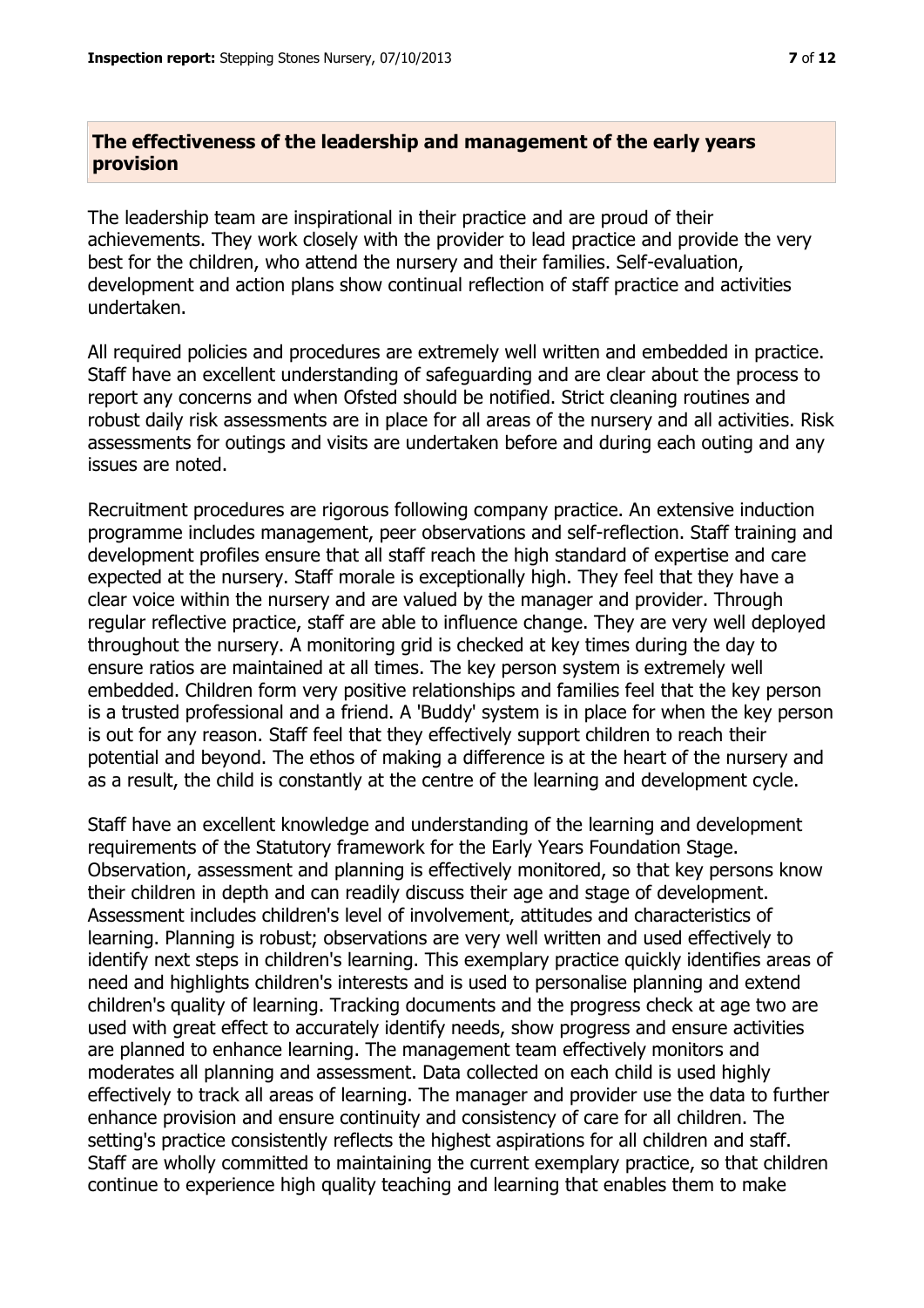## The effectiveness of the leadership and management of the early years provision

The leadership team are inspirational in their practice and are proud of their achievements. They work closely with the provider to lead practice and provide the very best for the children, who attend the nursery and their families. Self-evaluation, development and action plans show continual reflection of staff practice and activities undertaken.

All required policies and procedures are extremely well written and embedded in practice. Staff have an excellent understanding of safeguarding and are clear about the process to report any concerns and when Ofsted should be notified. Strict cleaning routines and robust daily risk assessments are in place for all areas of the nursery and all activities. Risk assessments for outings and visits are undertaken before and during each outing and any issues are noted.

Recruitment procedures are rigorous following company practice. An extensive induction programme includes management, peer observations and self-reflection. Staff training and development profiles ensure that all staff reach the high standard of expertise and care expected at the nursery. Staff morale is exceptionally high. They feel that they have a clear voice within the nursery and are valued by the manager and provider. Through regular reflective practice, staff are able to influence change. They are very well deployed throughout the nursery. A monitoring grid is checked at key times during the day to ensure ratios are maintained at all times. The key person system is extremely well embedded. Children form very positive relationships and families feel that the key person is a trusted professional and a friend. A 'Buddy' system is in place for when the key person is out for any reason. Staff feel that they effectively support children to reach their potential and beyond. The ethos of making a difference is at the heart of the nursery and as a result, the child is constantly at the centre of the learning and development cycle.

Staff have an excellent knowledge and understanding of the learning and development requirements of the Statutory framework for the Early Years Foundation Stage. Observation, assessment and planning is effectively monitored, so that key persons know their children in depth and can readily discuss their age and stage of development. Assessment includes children's level of involvement, attitudes and characteristics of learning. Planning is robust; observations are very well written and used effectively to identify next steps in children's learning. This exemplary practice quickly identifies areas of need and highlights children's interests and is used to personalise planning and extend children's quality of learning. Tracking documents and the progress check at age two are used with great effect to accurately identify needs, show progress and ensure activities are planned to enhance learning. The management team effectively monitors and moderates all planning and assessment. Data collected on each child is used highly effectively to track all areas of learning. The manager and provider use the data to further enhance provision and ensure continuity and consistency of care for all children. The setting's practice consistently reflects the highest aspirations for all children and staff. Staff are wholly committed to maintaining the current exemplary practice, so that children continue to experience high quality teaching and learning that enables them to make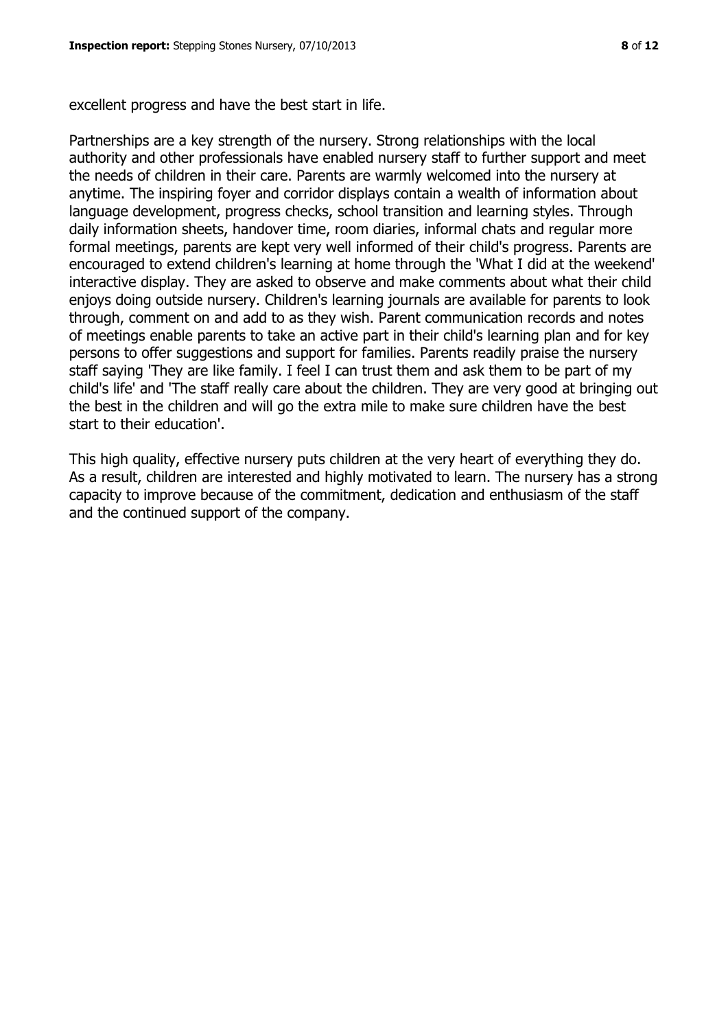excellent progress and have the best start in life.

Partnerships are a key strength of the nursery. Strong relationships with the local authority and other professionals have enabled nursery staff to further support and meet the needs of children in their care. Parents are warmly welcomed into the nursery at anytime. The inspiring foyer and corridor displays contain a wealth of information about language development, progress checks, school transition and learning styles. Through daily information sheets, handover time, room diaries, informal chats and regular more formal meetings, parents are kept very well informed of their child's progress. Parents are encouraged to extend children's learning at home through the 'What I did at the weekend' interactive display. They are asked to observe and make comments about what their child enjoys doing outside nursery. Children's learning journals are available for parents to look through, comment on and add to as they wish. Parent communication records and notes of meetings enable parents to take an active part in their child's learning plan and for key persons to offer suggestions and support for families. Parents readily praise the nursery staff saying 'They are like family. I feel I can trust them and ask them to be part of my child's life' and 'The staff really care about the children. They are very good at bringing out the best in the children and will go the extra mile to make sure children have the best start to their education'.

This high quality, effective nursery puts children at the very heart of everything they do. As a result, children are interested and highly motivated to learn. The nursery has a strong capacity to improve because of the commitment, dedication and enthusiasm of the staff and the continued support of the company.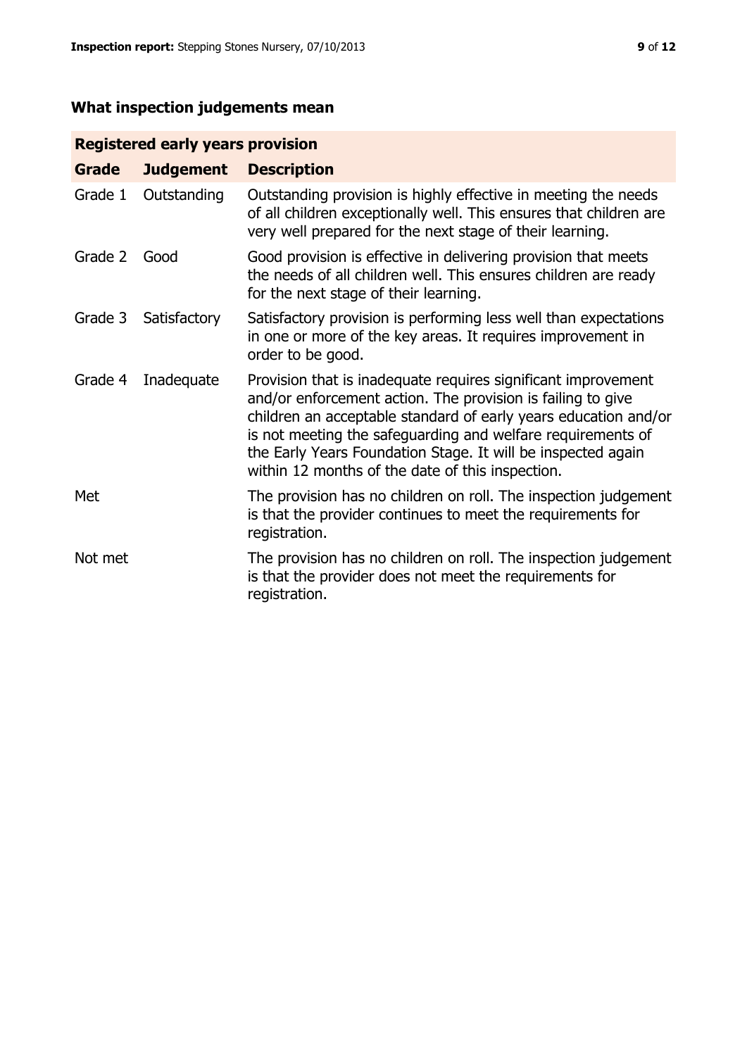## What inspection judgements mean

| Registered early years provision | | |
| --- | --- | --- |
| **Grade** | **Judgement** | **Description** |
| Grade 1 | Outstanding | Outstanding provision is highly effective in meeting the needs of all children exceptionally well. This ensures that children are very well prepared for the next stage of their learning. |
| Grade 2 | Good | Good provision is effective in delivering provision that meets the needs of all children well. This ensures children are ready for the next stage of their learning. |
| Grade 3 | Satisfactory | Satisfactory provision is performing less well than expectations in one or more of the key areas. It requires improvement in order to be good. |
| Grade 4 | Inadequate | Provision that is inadequate requires significant improvement and/or enforcement action. The provision is failing to give children an acceptable standard of early years education and/or is not meeting the safeguarding and welfare requirements of the Early Years Foundation Stage. It will be inspected again within 12 months of the date of this inspection. |
| Met | | The provision has no children on roll. The inspection judgement is that the provider continues to meet the requirements for registration. |
| Not met | | The provision has no children on roll. The inspection judgement is that the provider does not meet the requirements for registration. |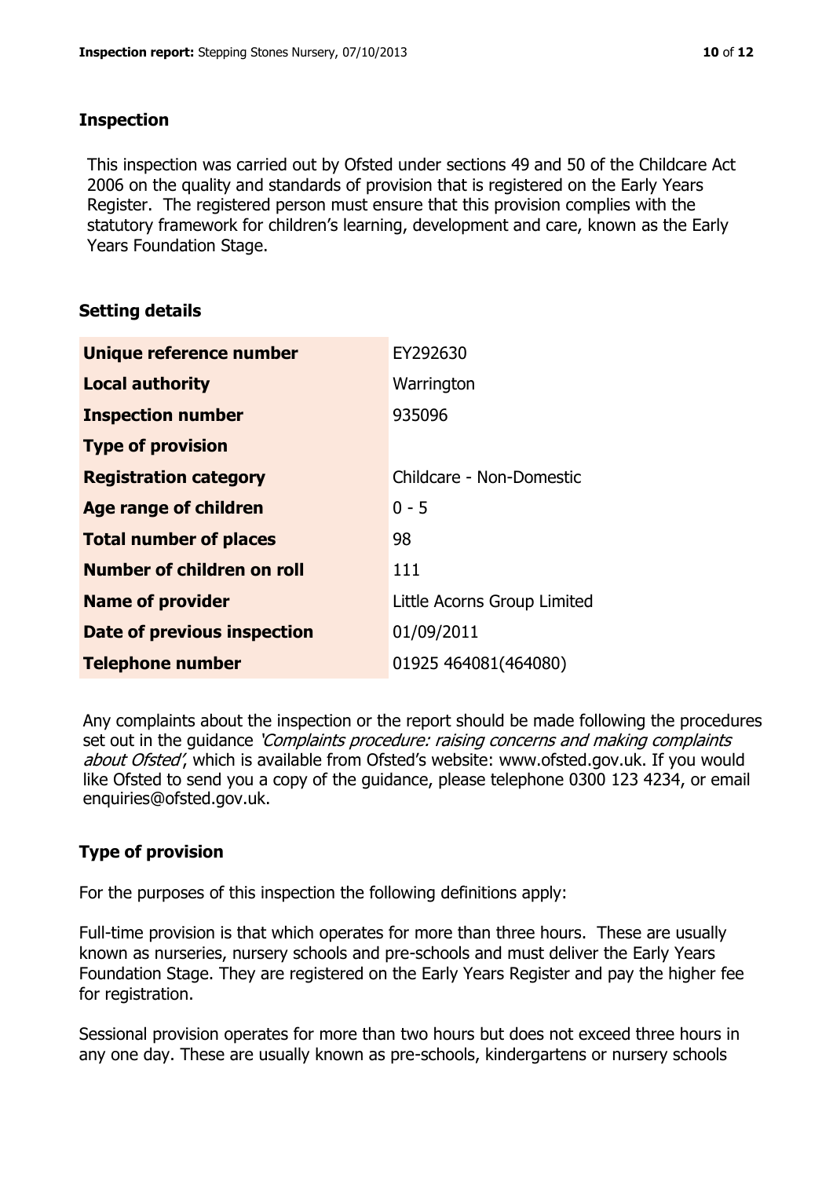## Inspection

This inspection was carried out by Ofsted under sections 49 and 50 of the Childcare Act 2006 on the quality and standards of provision that is registered on the Early Years Register. The registered person must ensure that this provision complies with the statutory framework for children's learning, development and care, known as the Early Years Foundation Stage.

## Setting details

| | |
|---|---|
| **Unique reference number** | EY292630 |
| **Local authority** | Warrington |
| **Inspection number** | 935096 |
| **Type of provision** | |
| **Registration category** | Childcare - Non-Domestic |
| **Age range of children** | 0 - 5 |
| **Total number of places** | 98 |
| **Number of children on roll** | 111 |
| **Name of provider** | Little Acorns Group Limited |
| **Date of previous inspection** | 01/09/2011 |
| **Telephone number** | 01925 464081(464080) |

Any complaints about the inspection or the report should be made following the procedures set out in the guidance *'Complaints procedure: raising concerns and making complaints about Ofsted'*, which is available from Ofsted's website: www.ofsted.gov.uk. If you would like Ofsted to send you a copy of the guidance, please telephone 0300 123 4234, or email enquiries@ofsted.gov.uk.

## Type of provision

For the purposes of this inspection the following definitions apply:

Full-time provision is that which operates for more than three hours. These are usually known as nurseries, nursery schools and pre-schools and must deliver the Early Years Foundation Stage. They are registered on the Early Years Register and pay the higher fee for registration.

Sessional provision operates for more than two hours but does not exceed three hours in any one day. These are usually known as pre-schools, kindergartens or nursery schools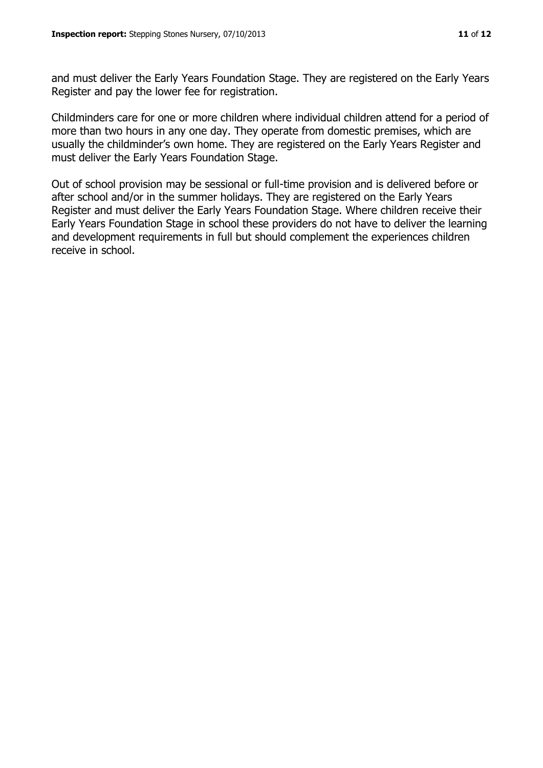and must deliver the Early Years Foundation Stage. They are registered on the Early Years Register and pay the lower fee for registration.

Childminders care for one or more children where individual children attend for a period of more than two hours in any one day. They operate from domestic premises, which are usually the childminder's own home. They are registered on the Early Years Register and must deliver the Early Years Foundation Stage.

Out of school provision may be sessional or full-time provision and is delivered before or after school and/or in the summer holidays. They are registered on the Early Years Register and must deliver the Early Years Foundation Stage. Where children receive their Early Years Foundation Stage in school these providers do not have to deliver the learning and development requirements in full but should complement the experiences children receive in school.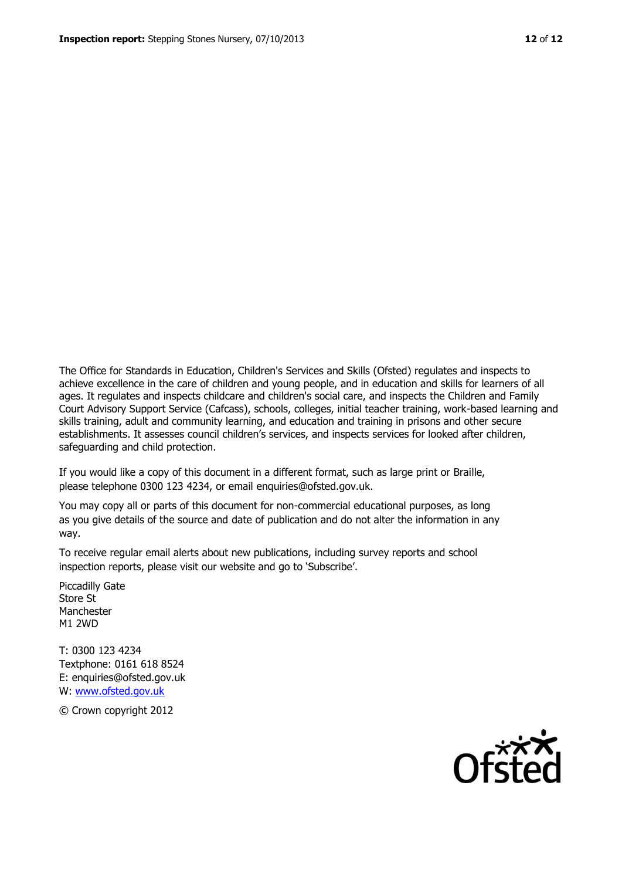The Office for Standards in Education, Children's Services and Skills (Ofsted) regulates and inspects to achieve excellence in the care of children and young people, and in education and skills for learners of all ages. It regulates and inspects childcare and children's social care, and inspects the Children and Family Court Advisory Support Service (Cafcass), schools, colleges, initial teacher training, work-based learning and skills training, adult and community learning, and education and training in prisons and other secure establishments. It assesses council children's services, and inspects services for looked after children, safeguarding and child protection.

If you would like a copy of this document in a different format, such as large print or Braille, please telephone 0300 123 4234, or email enquiries@ofsted.gov.uk.

You may copy all or parts of this document for non-commercial educational purposes, as long as you give details of the source and date of publication and do not alter the information in any way.

To receive regular email alerts about new publications, including survey reports and school inspection reports, please visit our website and go to 'Subscribe'.

Piccadilly Gate
Store St
Manchester
M1 2WD

T: 0300 123 4234
Textphone: 0161 618 8524
E: enquiries@ofsted.gov.uk
W: www.ofsted.gov.uk

© Crown copyright 2012

Ofsted